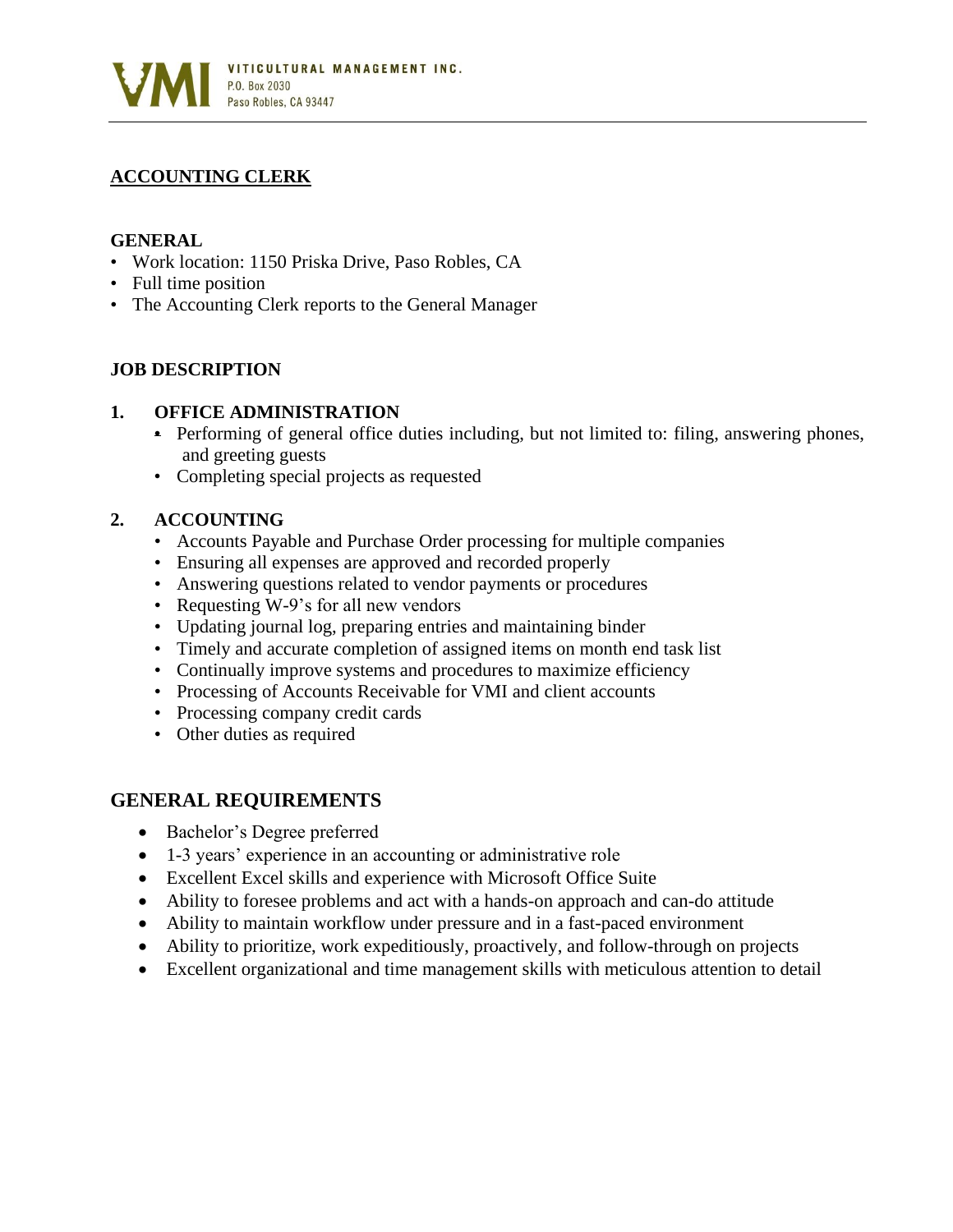**VMI** VITICULTURAL MANAGEMENT INC.
P.O. Box 2030
Paso Robles, CA 93447

# ACCOUNTING CLERK

## GENERAL

- Work location: 1150 Priska Drive, Paso Robles, CA
- Full time position
- The Accounting Clerk reports to the General Manager

## JOB DESCRIPTION

### 1. OFFICE ADMINISTRATION

- Performing of general office duties including, but not limited to: filing, answering phones, and greeting guests
- Completing special projects as requested

### 2. ACCOUNTING

- Accounts Payable and Purchase Order processing for multiple companies
- Ensuring all expenses are approved and recorded properly
- Answering questions related to vendor payments or procedures
- Requesting W-9's for all new vendors
- Updating journal log, preparing entries and maintaining binder
- Timely and accurate completion of assigned items on month end task list
- Continually improve systems and procedures to maximize efficiency
- Processing of Accounts Receivable for VMI and client accounts
- Processing company credit cards
- Other duties as required

## GENERAL REQUIREMENTS

- Bachelor's Degree preferred
- 1-3 years' experience in an accounting or administrative role
- Excellent Excel skills and experience with Microsoft Office Suite
- Ability to foresee problems and act with a hands-on approach and can-do attitude
- Ability to maintain workflow under pressure and in a fast-paced environment
- Ability to prioritize, work expeditiously, proactively, and follow-through on projects
- Excellent organizational and time management skills with meticulous attention to detail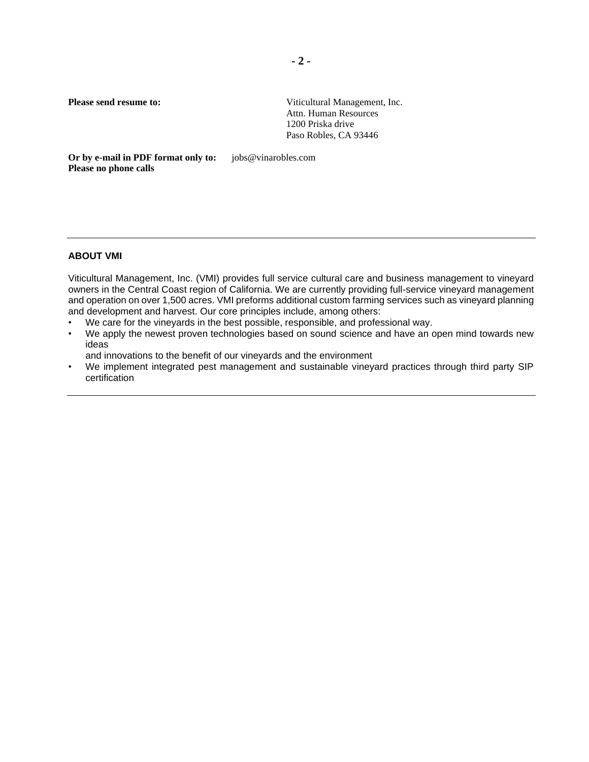**Please send resume to:**

Viticultural Management, Inc.
Attn. Human Resources
1200 Priska drive
Paso Robles, CA 93446

**Or by e-mail in PDF format only to:** jobs@vinarobles.com
**Please no phone calls**

---

**ABOUT VMI**

Viticultural Management, Inc. (VMI) provides full service cultural care and business management to vineyard owners in the Central Coast region of California. We are currently providing full-service vineyard management and operation on over 1,500 acres. VMI preforms additional custom farming services such as vineyard planning and development and harvest. Our core principles include, among others:

- We care for the vineyards in the best possible, responsible, and professional way.
- We apply the newest proven technologies based on sound science and have an open mind towards new ideas
  and innovations to the benefit of our vineyards and the environment
- We implement integrated pest management and sustainable vineyard practices through third party SIP certification

---